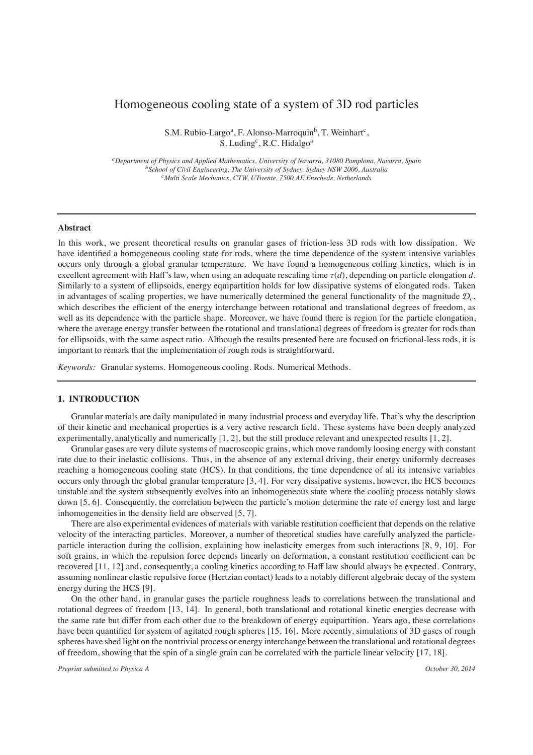# Homogeneous cooling state of a system of 3D rod particles

S.M. Rubio-Largo[a], F. Alonso-Marroquin[b], T. Weinhart[c], S. Luding[c], R.C. Hidalgo[a]

[a]*Department of Physics and Applied Mathematics, University of Navarra, 31080 Pamplona, Navarra, Spain*
[b]*School of Civil Engineering, The University of Sydney, Sydney NSW 2006, Australia*
[c]*Multi Scale Mechanics, CTW, UTwente, 7500 AE Enschede, Netherlands*

---

### Abstract

In this work, we present theoretical results on granular gases of friction-less 3D rods with low dissipation. We have identified a homogeneous cooling state for rods, where the time dependence of the system intensive variables occurs only through a global granular temperature. We have found a homogeneous colling kinetics, which is in excellent agreement with Haff's law, when using an adequate rescaling time $\tau(d)$, depending on particle elongation $d$. Similarly to a system of ellipsoids, energy equipartition holds for low dissipative systems of elongated rods. Taken in advantages of scaling properties, we have numerically determined the general functionality of the magnitude $\mathcal{D}_c$, which describes the efficient of the energy interchange between rotational and translational degrees of freedom, as well as its dependence with the particle shape. Moreover, we have found there is region for the particle elongation, where the average energy transfer between the rotational and translational degrees of freedom is greater for rods than for ellipsoids, with the same aspect ratio. Although the results presented here are focused on frictional-less rods, it is important to remark that the implementation of rough rods is straightforward.

*Keywords:* Granular systems. Homogeneous cooling. Rods. Numerical Methods.

---

## 1. INTRODUCTION

Granular materials are daily manipulated in many industrial process and everyday life. That's why the description of their kinetic and mechanical properties is a very active research field. These systems have been deeply analyzed experimentally, analytically and numerically [1, 2], but the still produce relevant and unexpected results [1, 2].

Granular gases are very dilute systems of macroscopic grains, which move randomly loosing energy with constant rate due to their inelastic collisions. Thus, in the absence of any external driving, their energy uniformly decreases reaching a homogeneous cooling state (HCS). In that conditions, the time dependence of all its intensive variables occurs only through the global granular temperature [3, 4]. For very dissipative systems, however, the HCS becomes unstable and the system subsequently evolves into an inhomogeneous state where the cooling process notably slows down [5, 6]. Consequently, the correlation between the particle's motion determine the rate of energy lost and large inhomogeneities in the density field are observed [5, 7].

There are also experimental evidences of materials with variable restitution coefficient that depends on the relative velocity of the interacting particles. Moreover, a number of theoretical studies have carefully analyzed the particle-particle interaction during the collision, explaining how inelasticity emerges from such interactions [8, 9, 10]. For soft grains, in which the repulsion force depends linearly on deformation, a constant restitution coefficient can be recovered [11, 12] and, consequently, a cooling kinetics according to Haff law should always be expected. Contrary, assuming nonlinear elastic repulsive force (Hertzian contact) leads to a notably different algebraic decay of the system energy during the HCS [9].

On the other hand, in granular gases the particle roughness leads to correlations between the translational and rotational degrees of freedom [13, 14]. In general, both translational and rotational kinetic energies decrease with the same rate but differ from each other due to the breakdown of energy equipartition. Years ago, these correlations have been quantified for system of agitated rough spheres [15, 16]. More recently, simulations of 3D gases of rough spheres have shed light on the nontrivial process or energy interchange between the translational and rotational degrees of freedom, showing that the spin of a single grain can be correlated with the particle linear velocity [17, 18].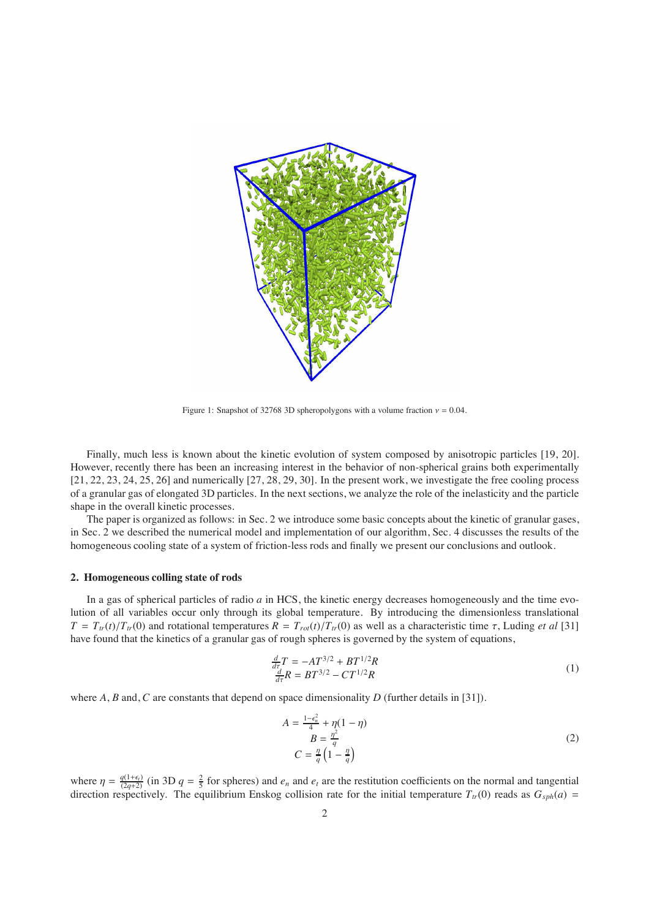Figure 1: Snapshot of 32768 3D spheropolygons with a volume fraction $\nu = 0.04$.

Finally, much less is known about the kinetic evolution of system composed by anisotropic particles [19, 20]. However, recently there has been an increasing interest in the behavior of non-spherical grains both experimentally [21, 22, 23, 24, 25, 26] and numerically [27, 28, 29, 30]. In the present work, we investigate the free cooling process of a granular gas of elongated 3D particles. In the next sections, we analyze the role of the inelasticity and the particle shape in the overall kinetic processes.

The paper is organized as follows: in Sec. 2 we introduce some basic concepts about the kinetic of granular gases, in Sec. 2 we described the numerical model and implementation of our algorithm, Sec. 4 discusses the results of the homogeneous cooling state of a system of friction-less rods and finally we present our conclusions and outlook.

## 2. Homogeneous colling state of rods

In a gas of spherical particles of radio $a$ in HCS, the kinetic energy decreases homogeneously and the time evolution of all variables occur only through its global temperature. By introducing the dimensionless translational $T = T_{tr}(t)/T_{tr}(0)$ and rotational temperatures $R = T_{rot}(t)/T_{tr}(0)$ as well as a characteristic time $\tau$, Luding *et al* [31] have found that the kinetics of a granular gas of rough spheres is governed by the system of equations,

$$
\begin{aligned}
\frac{d}{d\tau}T &= -AT^{3/2} + BT^{1/2}R \\
\frac{d}{d\tau}R &= BT^{3/2} - CT^{1/2}R
\end{aligned}
\tag{1}
$$

where $A$, $B$ and, $C$ are constants that depend on space dimensionality $D$ (further details in [31]).

$$
\begin{aligned}
A &= \frac{1-e_n^2}{4} + \eta(1-\eta) \\
B &= \frac{\eta^2}{q} \\
C &= \frac{\eta}{q}\left(1 - \frac{\eta}{q}\right)
\end{aligned}
\tag{2}
$$

where $\eta = \frac{q(1+e_t)}{(2q+2)}$ (in 3D $q = \frac{2}{5}$ for spheres) and $e_n$ and $e_t$ are the restitution coefficients on the normal and tangential direction respectively. The equilibrium Enskog collision rate for the initial temperature $T_{tr}(0)$ reads as $G_{sph}(a) =$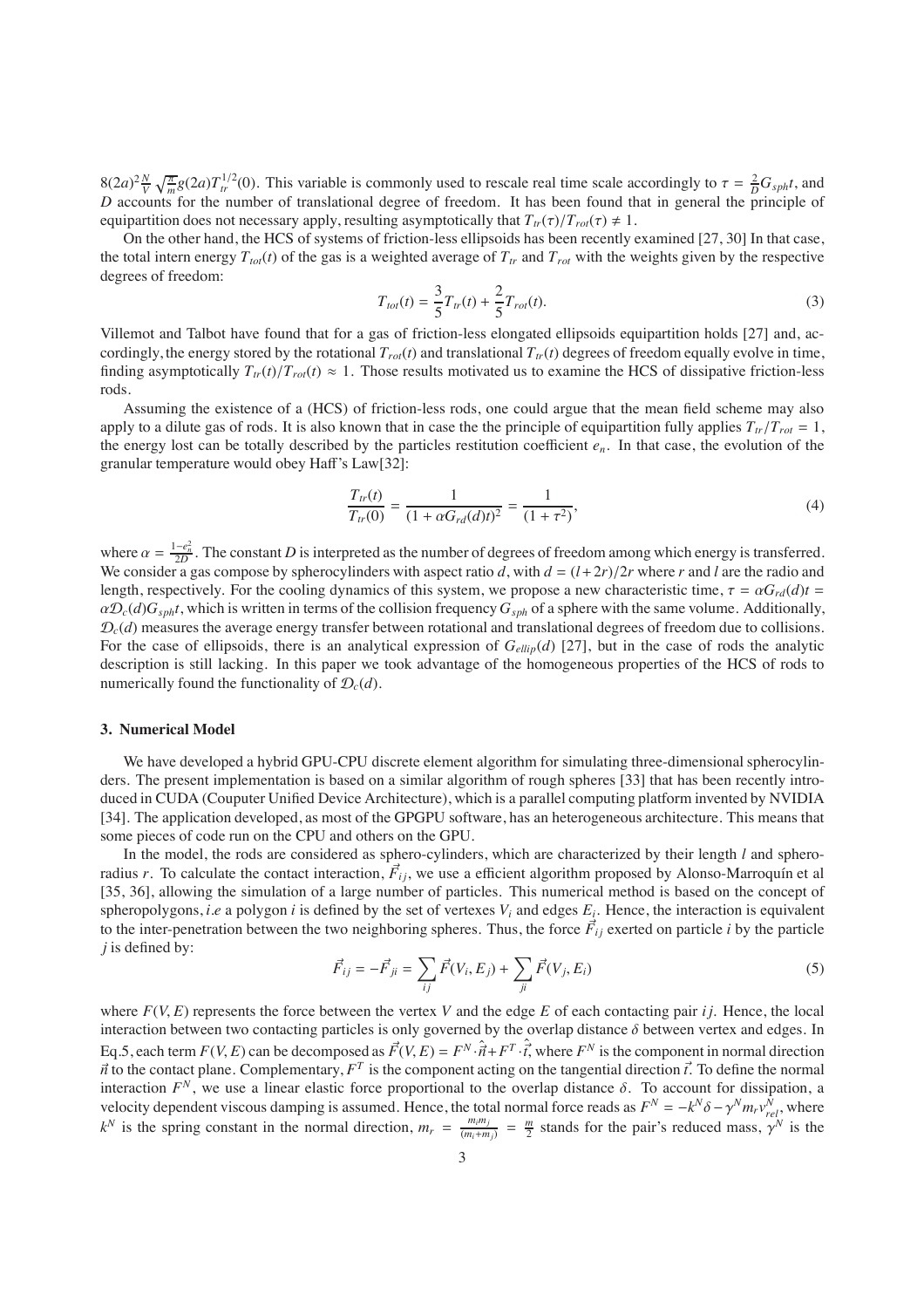$8(2a)^2\frac{N}{V}\sqrt{\frac{\pi}{m}}g(2a)T_{tr}^{1/2}(0)$. This variable is commonly used to rescale real time scale accordingly to $\tau = \frac{2}{D}G_{sph}t$, and $D$ accounts for the number of translational degree of freedom. It has been found that in general the principle of equipartition does not necessary apply, resulting asymptotically that $T_{tr}(\tau)/T_{rot}(\tau) \neq 1$.

On the other hand, the HCS of systems of friction-less ellipsoids has been recently examined [27, 30] In that case, the total intern energy $T_{tot}(t)$ of the gas is a weighted average of $T_{tr}$ and $T_{rot}$ with the weights given by the respective degrees of freedom:

$$T_{tot}(t) = \frac{3}{5}T_{tr}(t) + \frac{2}{5}T_{rot}(t). \tag{3}$$

Villemot and Talbot have found that for a gas of friction-less elongated ellipsoids equipartition holds [27] and, accordingly, the energy stored by the rotational $T_{rot}(t)$ and translational $T_{tr}(t)$ degrees of freedom equally evolve in time, finding asymptotically $T_{tr}(t)/T_{rot}(t) \approx 1$. Those results motivated us to examine the HCS of dissipative friction-less rods.

Assuming the existence of a (HCS) of friction-less rods, one could argue that the mean field scheme may also apply to a dilute gas of rods. It is also known that in case the the principle of equipartition fully applies $T_{tr}/T_{rot} = 1$, the energy lost can be totally described by the particles restitution coefficient $e_n$. In that case, the evolution of the granular temperature would obey Haff's Law[32]:

$$\frac{T_{tr}(t)}{T_{tr}(0)} = \frac{1}{(1 + \alpha G_{rd}(d)t)^2} = \frac{1}{(1 + \tau^2)}, \tag{4}$$

where $\alpha = \frac{1-e_n^2}{2D}$. The constant $D$ is interpreted as the number of degrees of freedom among which energy is transferred. We consider a gas compose by spherocylinders with aspect ratio $d$, with $d = (l + 2r)/2r$ where $r$ and $l$ are the radio and length, respectively. For the cooling dynamics of this system, we propose a new characteristic time, $\tau = \alpha G_{rd}(d)t = \alpha \mathcal{D}_c(d)G_{sph}t$, which is written in terms of the collision frequency $G_{sph}$ of a sphere with the same volume. Additionally, $\mathcal{D}_c(d)$ measures the average energy transfer between rotational and translational degrees of freedom due to collisions. For the case of ellipsoids, there is an analytical expression of $G_{ellip}(d)$ [27], but in the case of rods the analytic description is still lacking. In this paper we took advantage of the homogeneous properties of the HCS of rods to numerically found the functionality of $\mathcal{D}_c(d)$.

### 3. Numerical Model

We have developed a hybrid GPU-CPU discrete element algorithm for simulating three-dimensional spherocylinders. The present implementation is based on a similar algorithm of rough spheres [33] that has been recently introduced in CUDA (Couputer Unified Device Architecture), which is a parallel computing platform invented by NVIDIA [34]. The application developed, as most of the GPGPU software, has an heterogeneous architecture. This means that some pieces of code run on the CPU and others on the GPU.

In the model, the rods are considered as sphero-cylinders, which are characterized by their length $l$ and sphero-radius $r$. To calculate the contact interaction, $\vec{F}_{ij}$, we use a efficient algorithm proposed by Alonso-Marroquín et al [35, 36], allowing the simulation of a large number of particles. This numerical method is based on the concept of spheropolygons, *i.e* a polygon $i$ is defined by the set of vertexes $V_i$ and edges $E_i$. Hence, the interaction is equivalent to the inter-penetration between the two neighboring spheres. Thus, the force $\vec{F}_{ij}$ exerted on particle $i$ by the particle $j$ is defined by:

$$\vec{F}_{ij} = -\vec{F}_{ji} = \sum_{ij} \vec{F}(V_i, E_j) + \sum_{ji} \vec{F}(V_j, E_i) \tag{5}$$

where $F(V, E)$ represents the force between the vertex $V$ and the edge $E$ of each contacting pair $ij$. Hence, the local interaction between two contacting particles is only governed by the overlap distance $\delta$ between vertex and edges. In Eq.5, each term $F(V, E)$ can be decomposed as $\vec{F}(V, E) = F^N \cdot \hat{\vec{n}} + F^T \cdot \hat{\vec{t}}$, where $F^N$ is the component in normal direction $\vec{n}$ to the contact plane. Complementary, $F^T$ is the component acting on the tangential direction $\vec{t}$. To define the normal interaction $F^N$, we use a linear elastic force proportional to the overlap distance $\delta$. To account for dissipation, a velocity dependent viscous damping is assumed. Hence, the total normal force reads as $F^N = -k^N\delta - \gamma^N m_r v_{rel}^N$, where $k^N$ is the spring constant in the normal direction, $m_r = \frac{m_i m_j}{(m_i+m_j)} = \frac{m}{2}$ stands for the pair's reduced mass, $\gamma^N$ is the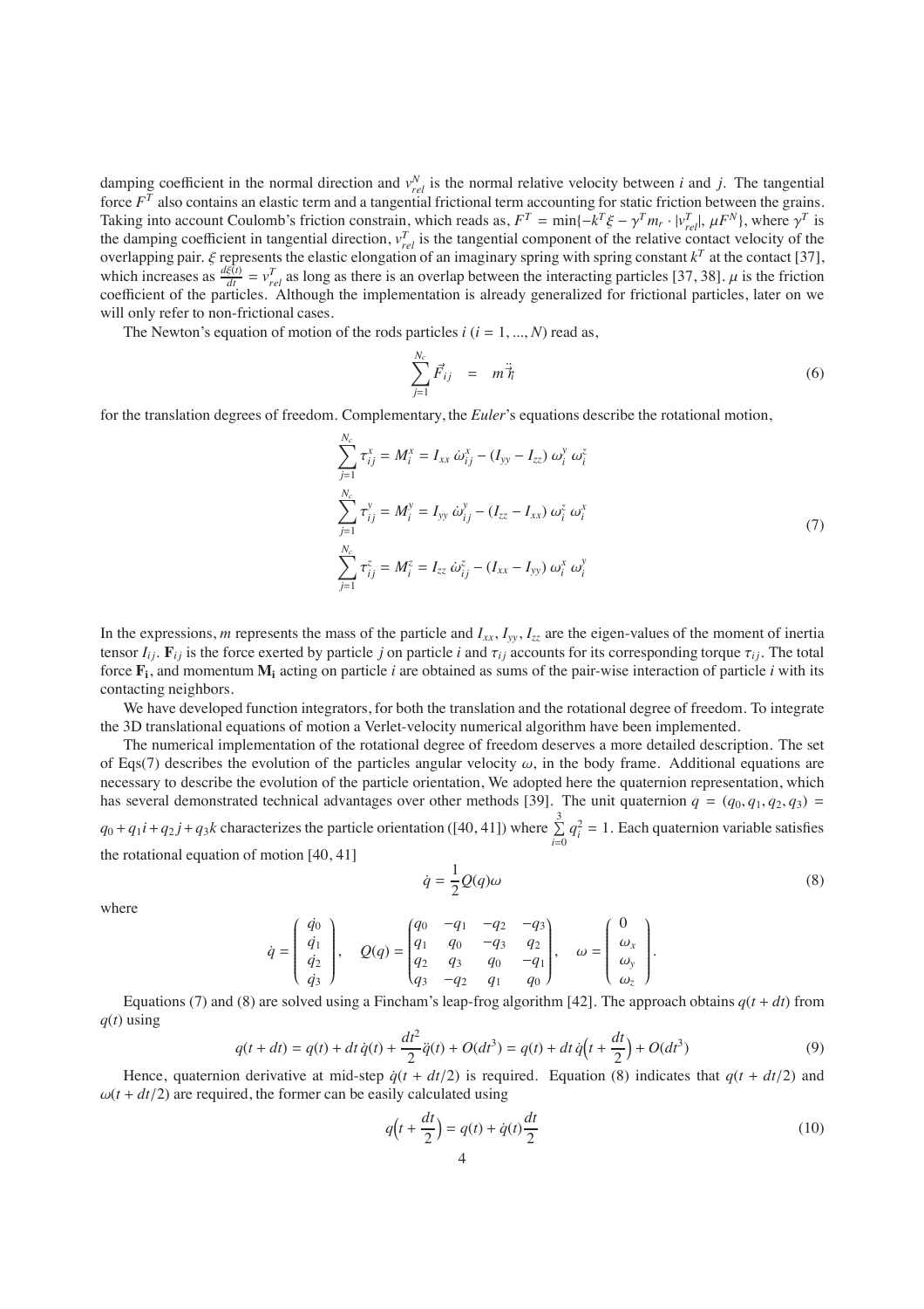damping coefficient in the normal direction and $v^N_{rel}$ is the normal relative velocity between $i$ and $j$. The tangential force $F^T$ also contains an elastic term and a tangential frictional term accounting for static friction between the grains. Taking into account Coulomb's friction constrain, which reads as, $F^T = \min\{-k^T\xi - \gamma^T m_r \cdot |v^T_{rel}|, \mu F^N\}$, where $\gamma^T$ is the damping coefficient in tangential direction, $v^T_{rel}$ is the tangential component of the relative contact velocity of the overlapping pair. $\xi$ represents the elastic elongation of an imaginary spring with spring constant $k^T$ at the contact [37], which increases as $\frac{d\xi(t)}{dt} = v^T_{rel}$ as long as there is an overlap between the interacting particles [37, 38]. $\mu$ is the friction coefficient of the particles. Although the implementation is already generalized for frictional particles, later on we will only refer to non-frictional cases.

The Newton's equation of motion of the rods particles $i$ ($i = 1, ..., N$) read as,

$$\sum_{j=1}^{N_c} \vec{F}_{ij} \quad = \quad m\,\ddot{\vec{r}}_i \tag{6}$$

for the translation degrees of freedom. Complementary, the *Euler*'s equations describe the rotational motion,

$$\begin{aligned}
\sum_{j=1}^{N_c} \tau^x_{ij} &= M^x_i = I_{xx}\,\dot{\omega}^x_{ij} - (I_{yy} - I_{zz})\,\omega^y_i\,\omega^z_i \\
\sum_{j=1}^{N_c} \tau^y_{ij} &= M^y_i = I_{yy}\,\dot{\omega}^y_{ij} - (I_{zz} - I_{xx})\,\omega^z_i\,\omega^x_i \\
\sum_{j=1}^{N_c} \tau^z_{ij} &= M^z_i = I_{zz}\,\dot{\omega}^z_{ij} - (I_{xx} - I_{yy})\,\omega^x_i\,\omega^y_i
\end{aligned} \tag{7}$$

In the expressions, $m$ represents the mass of the particle and $I_{xx}$, $I_{yy}$, $I_{zz}$ are the eigen-values of the moment of inertia tensor $I_{ij}$. $\mathbf{F}_{ij}$ is the force exerted by particle $j$ on particle $i$ and $\tau_{ij}$ accounts for its corresponding torque $\tau_{ij}$. The total force $\mathbf{F_i}$, and momentum $\mathbf{M_i}$ acting on particle $i$ are obtained as sums of the pair-wise interaction of particle $i$ with its contacting neighbors.

We have developed function integrators, for both the translation and the rotational degree of freedom. To integrate the 3D translational equations of motion a Verlet-velocity numerical algorithm have been implemented.

The numerical implementation of the rotational degree of freedom deserves a more detailed description. The set of Eqs(7) describes the evolution of the particles angular velocity $\omega$, in the body frame. Additional equations are necessary to describe the evolution of the particle orientation, We adopted here the quaternion representation, which has several demonstrated technical advantages over other methods [39]. The unit quaternion $q = (q_0, q_1, q_2, q_3) = q_0 + q_1 i + q_2 j + q_3 k$ characterizes the particle orientation ([40, 41]) where $\sum_{i=0}^{3} q_i^2 = 1$. Each quaternion variable satisfies the rotational equation of motion [40, 41]

$$\dot{q} = \frac{1}{2} Q(q)\omega \tag{8}$$

where

$$\dot{q} = \begin{pmatrix} \dot{q}_0 \\ \dot{q}_1 \\ \dot{q}_2 \\ \dot{q}_3 \end{pmatrix}, \quad Q(q) = \begin{pmatrix} q_0 & -q_1 & -q_2 & -q_3 \\ q_1 & q_0 & -q_3 & q_2 \\ q_2 & q_3 & q_0 & -q_1 \\ q_3 & -q_2 & q_1 & q_0 \end{pmatrix}, \quad \omega = \begin{pmatrix} 0 \\ \omega_x \\ \omega_y \\ \omega_z \end{pmatrix}.$$

Equations (7) and (8) are solved using a Fincham's leap-frog algorithm [42]. The approach obtains $q(t + dt)$ from $q(t)$ using

$$q(t + dt) = q(t) + dt\,\dot{q}(t) + \frac{dt^2}{2}\ddot{q}(t) + O(dt^3) = q(t) + dt\,\dot{q}\Big(t + \frac{dt}{2}\Big) + O(dt^3) \tag{9}$$

Hence, quaternion derivative at mid-step $\dot{q}(t + dt/2)$ is required. Equation (8) indicates that $q(t + dt/2)$ and $\omega(t + dt/2)$ are required, the former can be easily calculated using

$$q\Big(t + \frac{dt}{2}\Big) = q(t) + \dot{q}(t)\frac{dt}{2} \tag{10}$$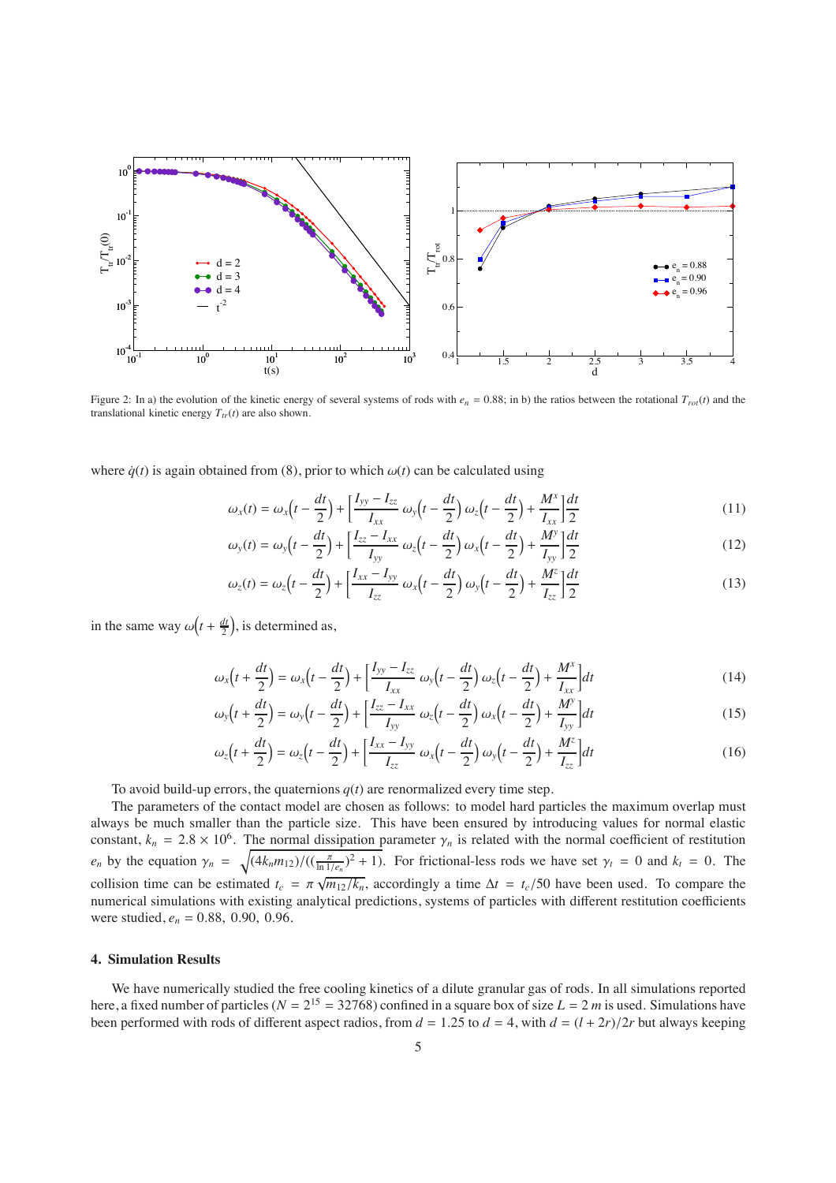Figure 2: In a) the evolution of the kinetic energy of several systems of rods with $e_n = 0.88$; in b) the ratios between the rotational $T_{rot}(t)$ and the translational kinetic energy $T_{tr}(t)$ are also shown.

where $\dot{q}(t)$ is again obtained from (8), prior to which $\omega(t)$ can be calculated using

$$\omega_x(t) = \omega_x\Big(t - \frac{dt}{2}\Big) + \Big[\frac{I_{yy} - I_{zz}}{I_{xx}}\,\omega_y\Big(t - \frac{dt}{2}\Big)\,\omega_z\Big(t - \frac{dt}{2}\Big) + \frac{M^x}{I_{xx}}\Big]\frac{dt}{2} \tag{11}$$

$$\omega_y(t) = \omega_y\Big(t - \frac{dt}{2}\Big) + \Big[\frac{I_{zz} - I_{xx}}{I_{yy}}\,\omega_z\Big(t - \frac{dt}{2}\Big)\,\omega_x\Big(t - \frac{dt}{2}\Big) + \frac{M^y}{I_{yy}}\Big]\frac{dt}{2} \tag{12}$$

$$\omega_z(t) = \omega_z\Big(t - \frac{dt}{2}\Big) + \Big[\frac{I_{xx} - I_{yy}}{I_{zz}}\,\omega_x\Big(t - \frac{dt}{2}\Big)\,\omega_y\Big(t - \frac{dt}{2}\Big) + \frac{M^z}{I_{zz}}\Big]\frac{dt}{2} \tag{13}$$

in the same way $\omega\Big(t + \frac{dt}{2}\Big)$, is determined as,

$$\omega_x\Big(t + \frac{dt}{2}\Big) = \omega_x\Big(t - \frac{dt}{2}\Big) + \Big[\frac{I_{yy} - I_{zz}}{I_{xx}}\,\omega_y\Big(t - \frac{dt}{2}\Big)\,\omega_z\Big(t - \frac{dt}{2}\Big) + \frac{M^x}{I_{xx}}\Big]dt \tag{14}$$

$$\omega_y\Big(t + \frac{dt}{2}\Big) = \omega_y\Big(t - \frac{dt}{2}\Big) + \Big[\frac{I_{zz} - I_{xx}}{I_{yy}}\,\omega_z\Big(t - \frac{dt}{2}\Big)\,\omega_x\Big(t - \frac{dt}{2}\Big) + \frac{M^y}{I_{yy}}\Big]dt \tag{15}$$

$$\omega_z\Big(t + \frac{dt}{2}\Big) = \omega_z\Big(t - \frac{dt}{2}\Big) + \Big[\frac{I_{xx} - I_{yy}}{I_{zz}}\,\omega_x\Big(t - \frac{dt}{2}\Big)\,\omega_y\Big(t - \frac{dt}{2}\Big) + \frac{M^z}{I_{zz}}\Big]dt \tag{16}$$

To avoid build-up errors, the quaternions $q(t)$ are renormalized every time step.

The parameters of the contact model are chosen as follows: to model hard particles the maximum overlap must always be much smaller than the particle size. This have been ensured by introducing values for normal elastic constant, $k_n = 2.8 \times 10^6$. The normal dissipation parameter $\gamma_n$ is related with the normal coefficient of restitution $e_n$ by the equation $\gamma_n = \sqrt{(4k_n m_{12})/((\frac{\pi}{\ln 1/e_n})^2 + 1)}$. For frictional-less rods we have set $\gamma_t = 0$ and $k_t = 0$. The collision time can be estimated $t_c = \pi\sqrt{m_{12}/k_n}$, accordingly a time $\Delta t = t_c/50$ have been used. To compare the numerical simulations with existing analytical predictions, systems of particles with different restitution coefficients were studied, $e_n = 0.88,\ 0.90,\ 0.96$.

## 4. Simulation Results

We have numerically studied the free cooling kinetics of a dilute granular gas of rods. In all simulations reported here, a fixed number of particles ($N = 2^{15} = 32768$) confined in a square box of size $L = 2\,m$ is used. Simulations have been performed with rods of different aspect radios, from $d = 1.25$ to $d = 4$, with $d = (l + 2r)/2r$ but always keeping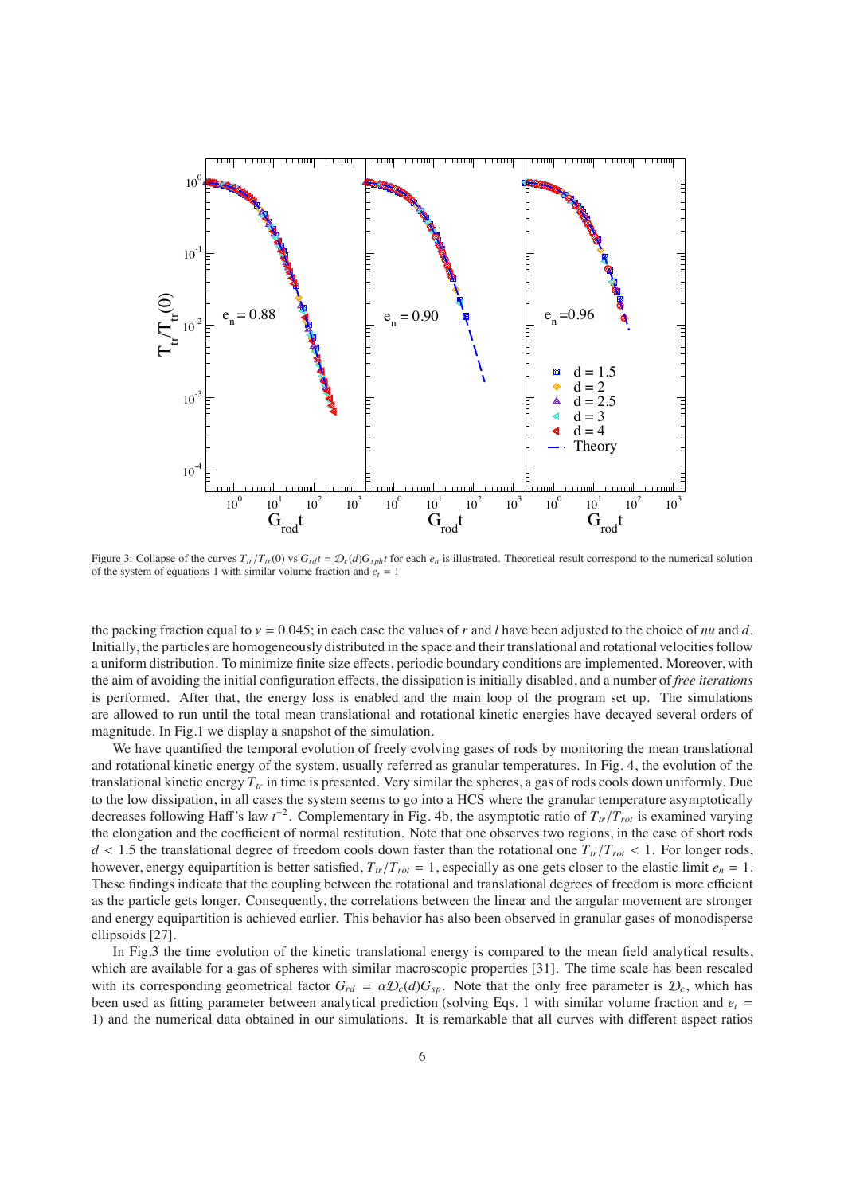Figure 3: Collapse of the curves $T_{tr}/T_{tr}(0)$ vs $G_{rd}t = \mathcal{D}_c(d)G_{sph}t$ for each $e_n$ is illustrated. Theoretical result correspond to the numerical solution of the system of equations 1 with similar volume fraction and $e_t = 1$

the packing fraction equal to $\nu = 0.045$; in each case the values of $r$ and $l$ have been adjusted to the choice of *nu* and $d$. Initially, the particles are homogeneously distributed in the space and their translational and rotational velocities follow a uniform distribution. To minimize finite size effects, periodic boundary conditions are implemented. Moreover, with the aim of avoiding the initial configuration effects, the dissipation is initially disabled, and a number of *free iterations* is performed. After that, the energy loss is enabled and the main loop of the program set up. The simulations are allowed to run until the total mean translational and rotational kinetic energies have decayed several orders of magnitude. In Fig.1 we display a snapshot of the simulation.

We have quantified the temporal evolution of freely evolving gases of rods by monitoring the mean translational and rotational kinetic energy of the system, usually referred as granular temperatures. In Fig. 4, the evolution of the translational kinetic energy $T_{tr}$ in time is presented. Very similar the spheres, a gas of rods cools down uniformly. Due to the low dissipation, in all cases the system seems to go into a HCS where the granular temperature asymptotically decreases following Haff's law $t^{-2}$. Complementary in Fig. 4b, the asymptotic ratio of $T_{tr}/T_{rot}$ is examined varying the elongation and the coefficient of normal restitution. Note that one observes two regions, in the case of short rods $d < 1.5$ the translational degree of freedom cools down faster than the rotational one $T_{tr}/T_{rot} < 1$. For longer rods, however, energy equipartition is better satisfied, $T_{tr}/T_{rot} = 1$, especially as one gets closer to the elastic limit $e_n = 1$. These findings indicate that the coupling between the rotational and translational degrees of freedom is more efficient as the particle gets longer. Consequently, the correlations between the linear and the angular movement are stronger and energy equipartition is achieved earlier. This behavior has also been observed in granular gases of monodisperse ellipsoids [27].

In Fig.3 the time evolution of the kinetic translational energy is compared to the mean field analytical results, which are available for a gas of spheres with similar macroscopic properties [31]. The time scale has been rescaled with its corresponding geometrical factor $G_{rd} = \alpha\mathcal{D}_c(d)G_{sp}$. Note that the only free parameter is $\mathcal{D}_c$, which has been used as fitting parameter between analytical prediction (solving Eqs. 1 with similar volume fraction and $e_t = 1$) and the numerical data obtained in our simulations. It is remarkable that all curves with different aspect ratios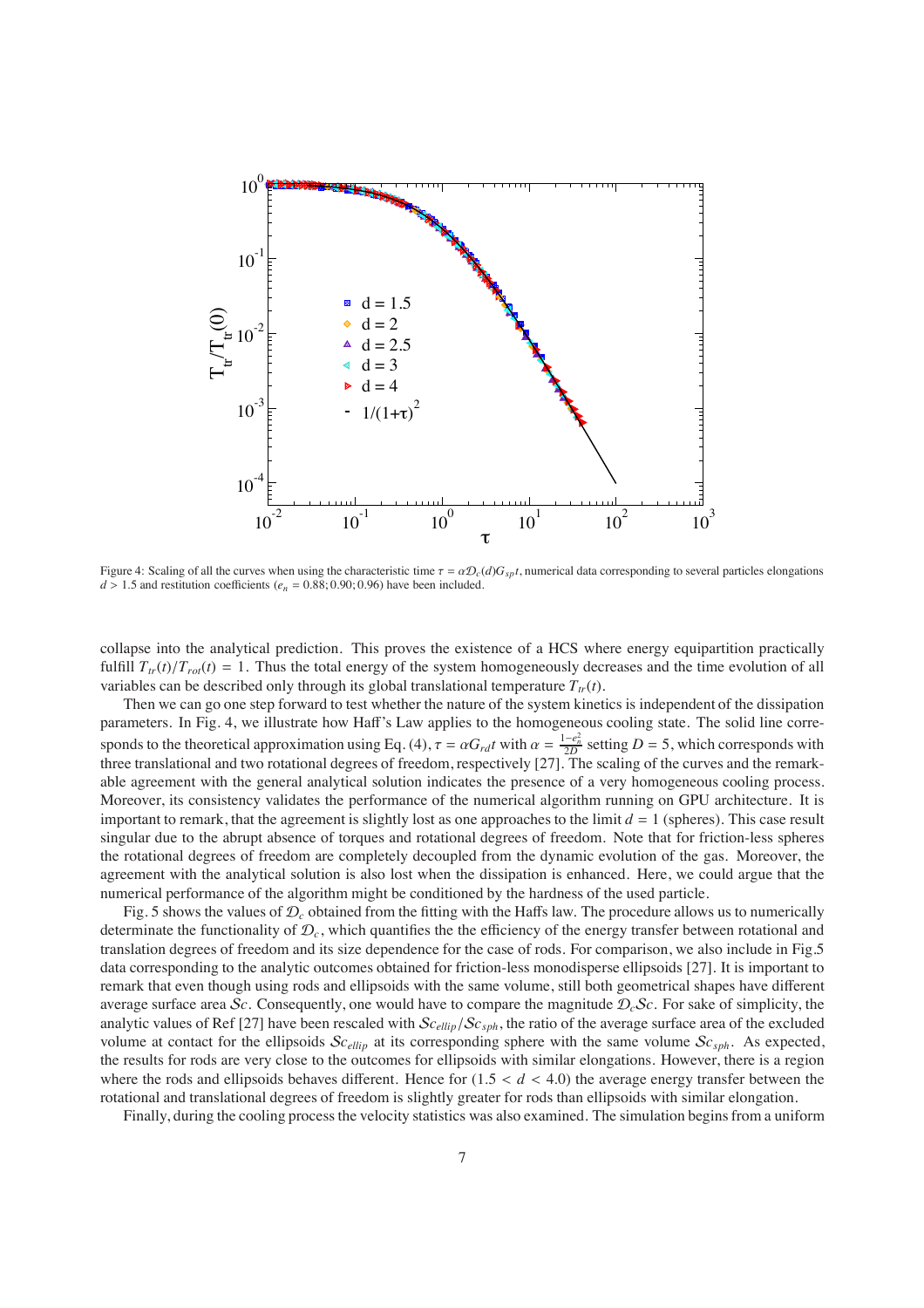Figure 4: Scaling of all the curves when using the characteristic time $\tau = \alpha \mathcal{D}_c(d) G_{sp} t$, numerical data corresponding to several particles elongations $d > 1.5$ and restitution coefficients ($e_n = 0.88; 0.90; 0.96$) have been included.

collapse into the analytical prediction. This proves the existence of a HCS where energy equipartition practically fulfill $T_{tr}(t)/T_{rot}(t) = 1$. Thus the total energy of the system homogeneously decreases and the time evolution of all variables can be described only through its global translational temperature $T_{tr}(t)$.

Then we can go one step forward to test whether the nature of the system kinetics is independent of the dissipation parameters. In Fig. 4, we illustrate how Haff's Law applies to the homogeneous cooling state. The solid line corresponds to the theoretical approximation using Eq. (4), $\tau = \alpha G_{rd} t$ with $\alpha = \frac{1-e_n^2}{2D}$ setting $D = 5$, which corresponds with three translational and two rotational degrees of freedom, respectively [27]. The scaling of the curves and the remarkable agreement with the general analytical solution indicates the presence of a very homogeneous cooling process. Moreover, its consistency validates the performance of the numerical algorithm running on GPU architecture. It is important to remark, that the agreement is slightly lost as one approaches to the limit $d = 1$ (spheres). This case result singular due to the abrupt absence of torques and rotational degrees of freedom. Note that for friction-less spheres the rotational degrees of freedom are completely decoupled from the dynamic evolution of the gas. Moreover, the agreement with the analytical solution is also lost when the dissipation is enhanced. Here, we could argue that the numerical performance of the algorithm might be conditioned by the hardness of the used particle.

Fig. 5 shows the values of $\mathcal{D}_c$ obtained from the fitting with the Haffs law. The procedure allows us to numerically determinate the functionality of $\mathcal{D}_c$, which quantifies the the efficiency of the energy transfer between rotational and translation degrees of freedom and its size dependence for the case of rods. For comparison, we also include in Fig.5 data corresponding to the analytic outcomes obtained for friction-less monodisperse ellipsoids [27]. It is important to remark that even though using rods and ellipsoids with the same volume, still both geometrical shapes have different average surface area $\mathcal{S}c$. Consequently, one would have to compare the magnitude $\mathcal{D}_c \mathcal{S}c$. For sake of simplicity, the analytic values of Ref [27] have been rescaled with $\mathcal{S}c_{ellip}/\mathcal{S}c_{sph}$, the ratio of the average surface area of the excluded volume at contact for the ellipsoids $\mathcal{S}c_{ellip}$ at its corresponding sphere with the same volume $\mathcal{S}c_{sph}$. As expected, the results for rods are very close to the outcomes for ellipsoids with similar elongations. However, there is a region where the rods and ellipsoids behaves different. Hence for $(1.5 < d < 4.0)$ the average energy transfer between the rotational and translational degrees of freedom is slightly greater for rods than ellipsoids with similar elongation.

Finally, during the cooling process the velocity statistics was also examined. The simulation begins from a uniform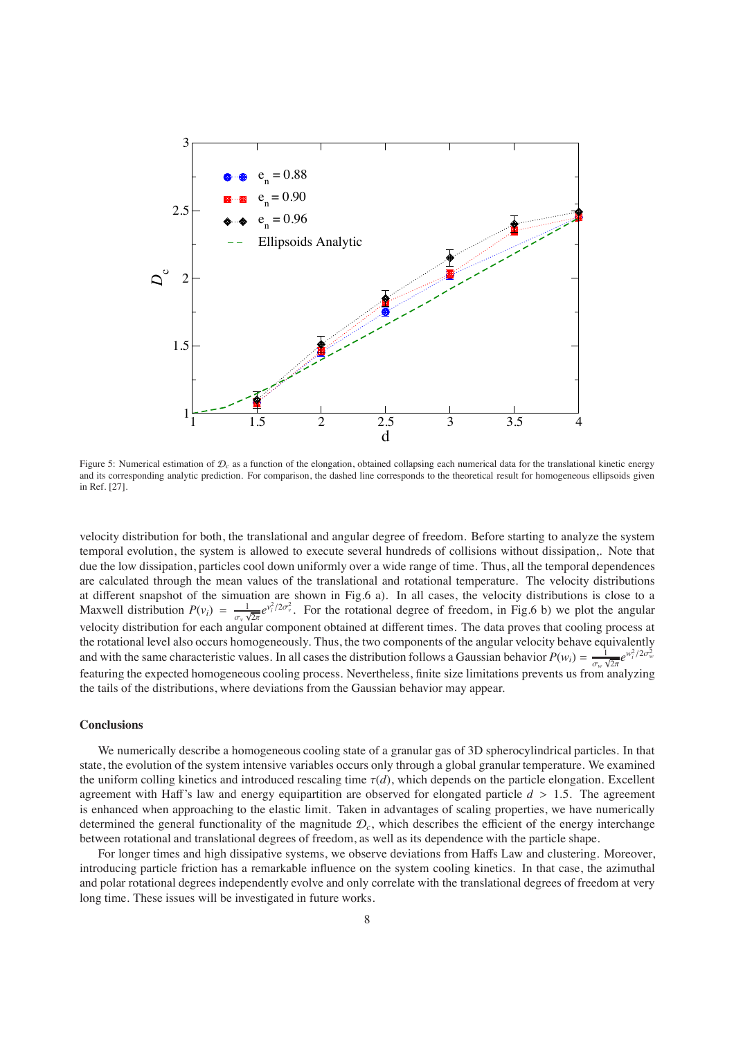Figure 5: Numerical estimation of $\mathcal{D}_c$ as a function of the elongation, obtained collapsing each numerical data for the translational kinetic energy and its corresponding analytic prediction. For comparison, the dashed line corresponds to the theoretical result for homogeneous ellipsoids given in Ref. [27].

velocity distribution for both, the translational and angular degree of freedom. Before starting to analyze the system temporal evolution, the system is allowed to execute several hundreds of collisions without dissipation,. Note that due the low dissipation, particles cool down uniformly over a wide range of time. Thus, all the temporal dependences are calculated through the mean values of the translational and rotational temperature. The velocity distributions at different snapshot of the simuation are shown in Fig.6 a). In all cases, the velocity distributions is close to a Maxwell distribution $P(v_i) = \frac{1}{\sigma_v \sqrt{2\pi}} e^{v_i^2/2\sigma_v^2}$. For the rotational degree of freedom, in Fig.6 b) we plot the angular velocity distribution for each angular component obtained at different times. The data proves that cooling process at the rotational level also occurs homogeneously. Thus, the two components of the angular velocity behave equivalently and with the same characteristic values. In all cases the distribution follows a Gaussian behavior $P(w_i) = \frac{1}{\sigma_w \sqrt{2\pi}} e^{w_i^2/2\sigma_w^2}$ featuring the expected homogeneous cooling process. Nevertheless, finite size limitations prevents us from analyzing the tails of the distributions, where deviations from the Gaussian behavior may appear.

## Conclusions

We numerically describe a homogeneous cooling state of a granular gas of 3D spherocylindrical particles. In that state, the evolution of the system intensive variables occurs only through a global granular temperature. We examined the uniform colling kinetics and introduced rescaling time $\tau(d)$, which depends on the particle elongation. Excellent agreement with Haff's law and energy equipartition are observed for elongated particle $d > 1.5$. The agreement is enhanced when approaching to the elastic limit. Taken in advantages of scaling properties, we have numerically determined the general functionality of the magnitude $\mathcal{D}_c$, which describes the efficient of the energy interchange between rotational and translational degrees of freedom, as well as its dependence with the particle shape.

For longer times and high dissipative systems, we observe deviations from Haffs Law and clustering. Moreover, introducing particle friction has a remarkable influence on the system cooling kinetics. In that case, the azimuthal and polar rotational degrees independently evolve and only correlate with the translational degrees of freedom at very long time. These issues will be investigated in future works.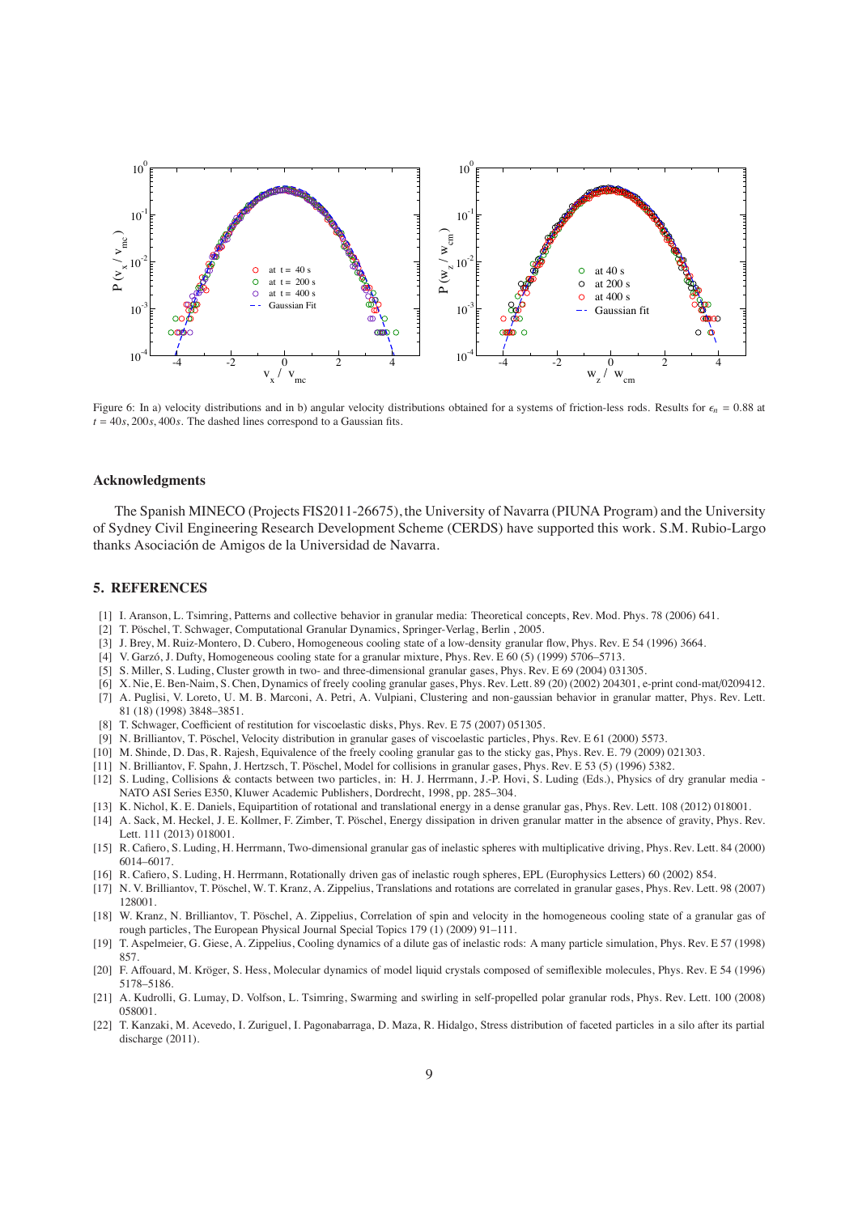Figure 6: In a) velocity distributions and in b) angular velocity distributions obtained for a systems of friction-less rods. Results for $\epsilon_n = 0.88$ at $t = 40s, 200s, 400s$. The dashed lines correspond to a Gaussian fits.

### Acknowledgments

The Spanish MINECO (Projects FIS2011-26675), the University of Navarra (PIUNA Program) and the University of Sydney Civil Engineering Research Development Scheme (CERDS) have supported this work. S.M. Rubio-Largo thanks Asociación de Amigos de la Universidad de Navarra.

## 5. REFERENCES

[1] I. Aranson, L. Tsimring, Patterns and collective behavior in granular media: Theoretical concepts, Rev. Mod. Phys. 78 (2006) 641.

[2] T. Pöschel, T. Schwager, Computational Granular Dynamics, Springer-Verlag, Berlin , 2005.

[3] J. Brey, M. Ruiz-Montero, D. Cubero, Homogeneous cooling state of a low-density granular flow, Phys. Rev. E 54 (1996) 3664.

[4] V. Garzó, J. Dufty, Homogeneous cooling state for a granular mixture, Phys. Rev. E 60 (5) (1999) 5706–5713.

[5] S. Miller, S. Luding, Cluster growth in two- and three-dimensional granular gases, Phys. Rev. E 69 (2004) 031305.

[6] X. Nie, E. Ben-Naim, S. Chen, Dynamics of freely cooling granular gases, Phys. Rev. Lett. 89 (20) (2002) 204301, e-print cond-mat/0209412.

[7] A. Puglisi, V. Loreto, U. M. B. Marconi, A. Petri, A. Vulpiani, Clustering and non-gaussian behavior in granular matter, Phys. Rev. Lett. 81 (18) (1998) 3848–3851.

[8] T. Schwager, Coefficient of restitution for viscoelastic disks, Phys. Rev. E 75 (2007) 051305.

[9] N. Brilliantov, T. Pöschel, Velocity distribution in granular gases of viscoelastic particles, Phys. Rev. E 61 (2000) 5573.

[10] M. Shinde, D. Das, R. Rajesh, Equivalence of the freely cooling granular gas to the sticky gas, Phys. Rev. E. 79 (2009) 021303.

[11] N. Brilliantov, F. Spahn, J. Hertzsch, T. Pöschel, Model for collisions in granular gases, Phys. Rev. E 53 (5) (1996) 5382.

[12] S. Luding, Collisions & contacts between two particles, in: H. J. Herrmann, J.-P. Hovi, S. Luding (Eds.), Physics of dry granular media - NATO ASI Series E350, Kluwer Academic Publishers, Dordrecht, 1998, pp. 285–304.

[13] K. Nichol, K. E. Daniels, Equipartition of rotational and translational energy in a dense granular gas, Phys. Rev. Lett. 108 (2012) 018001.

[14] A. Sack, M. Heckel, J. E. Kollmer, F. Zimber, T. Pöschel, Energy dissipation in driven granular matter in the absence of gravity, Phys. Rev. Lett. 111 (2013) 018001.

[15] R. Cafiero, S. Luding, H. Herrmann, Two-dimensional granular gas of inelastic spheres with multiplicative driving, Phys. Rev. Lett. 84 (2000) 6014–6017.

[16] R. Cafiero, S. Luding, H. Herrmann, Rotationally driven gas of inelastic rough spheres, EPL (Europhysics Letters) 60 (2002) 854.

[17] N. V. Brilliantov, T. Pöschel, W. T. Kranz, A. Zippelius, Translations and rotations are correlated in granular gases, Phys. Rev. Lett. 98 (2007) 128001.

[18] W. Kranz, N. Brilliantov, T. Pöschel, A. Zippelius, Correlation of spin and velocity in the homogeneous cooling state of a granular gas of rough particles, The European Physical Journal Special Topics 179 (1) (2009) 91–111.

[19] T. Aspelmeier, G. Giese, A. Zippelius, Cooling dynamics of a dilute gas of inelastic rods: A many particle simulation, Phys. Rev. E 57 (1998) 857.

[20] F. Affouard, M. Kröger, S. Hess, Molecular dynamics of model liquid crystals composed of semiflexible molecules, Phys. Rev. E 54 (1996) 5178–5186.

[21] A. Kudrolli, G. Lumay, D. Volfson, L. Tsimring, Swarming and swirling in self-propelled polar granular rods, Phys. Rev. Lett. 100 (2008) 058001.

[22] T. Kanzaki, M. Acevedo, I. Zuriguel, I. Pagonabarraga, D. Maza, R. Hidalgo, Stress distribution of faceted particles in a silo after its partial discharge (2011).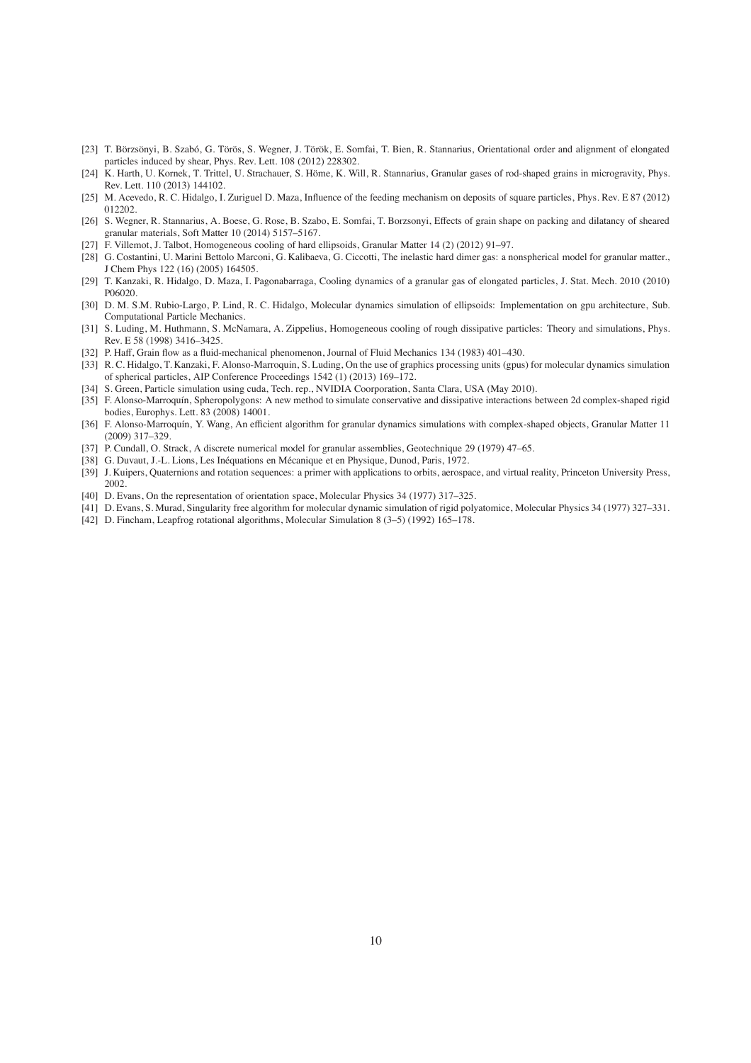[23] T. Börzsönyi, B. Szabó, G. Törös, S. Wegner, J. Török, E. Somfai, T. Bien, R. Stannarius, Orientational order and alignment of elongated particles induced by shear, Phys. Rev. Lett. 108 (2012) 228302.

[24] K. Harth, U. Kornek, T. Trittel, U. Strachauer, S. Höme, K. Will, R. Stannarius, Granular gases of rod-shaped grains in microgravity, Phys. Rev. Lett. 110 (2013) 144102.

[25] M. Acevedo, R. C. Hidalgo, I. Zuriguel D. Maza, Influence of the feeding mechanism on deposits of square particles, Phys. Rev. E 87 (2012) 012202.

[26] S. Wegner, R. Stannarius, A. Boese, G. Rose, B. Szabo, E. Somfai, T. Borzsonyi, Effects of grain shape on packing and dilatancy of sheared granular materials, Soft Matter 10 (2014) 5157–5167.

[27] F. Villemot, J. Talbot, Homogeneous cooling of hard ellipsoids, Granular Matter 14 (2) (2012) 91–97.

[28] G. Costantini, U. Marini Bettolo Marconi, G. Kalibaeva, G. Ciccotti, The inelastic hard dimer gas: a nonspherical model for granular matter., J Chem Phys 122 (16) (2005) 164505.

[29] T. Kanzaki, R. Hidalgo, D. Maza, I. Pagonabarraga, Cooling dynamics of a granular gas of elongated particles, J. Stat. Mech. 2010 (2010) P06020.

[30] D. M. S.M. Rubio-Largo, P. Lind, R. C. Hidalgo, Molecular dynamics simulation of ellipsoids: Implementation on gpu architecture, Sub. Computational Particle Mechanics.

[31] S. Luding, M. Huthmann, S. McNamara, A. Zippelius, Homogeneous cooling of rough dissipative particles: Theory and simulations, Phys. Rev. E 58 (1998) 3416–3425.

[32] P. Haff, Grain flow as a fluid-mechanical phenomenon, Journal of Fluid Mechanics 134 (1983) 401–430.

[33] R. C. Hidalgo, T. Kanzaki, F. Alonso-Marroquin, S. Luding, On the use of graphics processing units (gpus) for molecular dynamics simulation of spherical particles, AIP Conference Proceedings 1542 (1) (2013) 169–172.

[34] S. Green, Particle simulation using cuda, Tech. rep., NVIDIA Coorporation, Santa Clara, USA (May 2010).

[35] F. Alonso-Marroquín, Spheropolygons: A new method to simulate conservative and dissipative interactions between 2d complex-shaped rigid bodies, Europhys. Lett. 83 (2008) 14001.

[36] F. Alonso-Marroquín, Y. Wang, An efficient algorithm for granular dynamics simulations with complex-shaped objects, Granular Matter 11 (2009) 317–329.

[37] P. Cundall, O. Strack, A discrete numerical model for granular assemblies, Geotechnique 29 (1979) 47–65.

[38] G. Duvaut, J.-L. Lions, Les Inéquations en Mécanique et en Physique, Dunod, Paris, 1972.

[39] J. Kuipers, Quaternions and rotation sequences: a primer with applications to orbits, aerospace, and virtual reality, Princeton University Press, 2002.

[40] D. Evans, On the representation of orientation space, Molecular Physics 34 (1977) 317–325.

[41] D. Evans, S. Murad, Singularity free algorithm for molecular dynamic simulation of rigid polyatomice, Molecular Physics 34 (1977) 327–331.

[42] D. Fincham, Leapfrog rotational algorithms, Molecular Simulation 8 (3–5) (1992) 165–178.